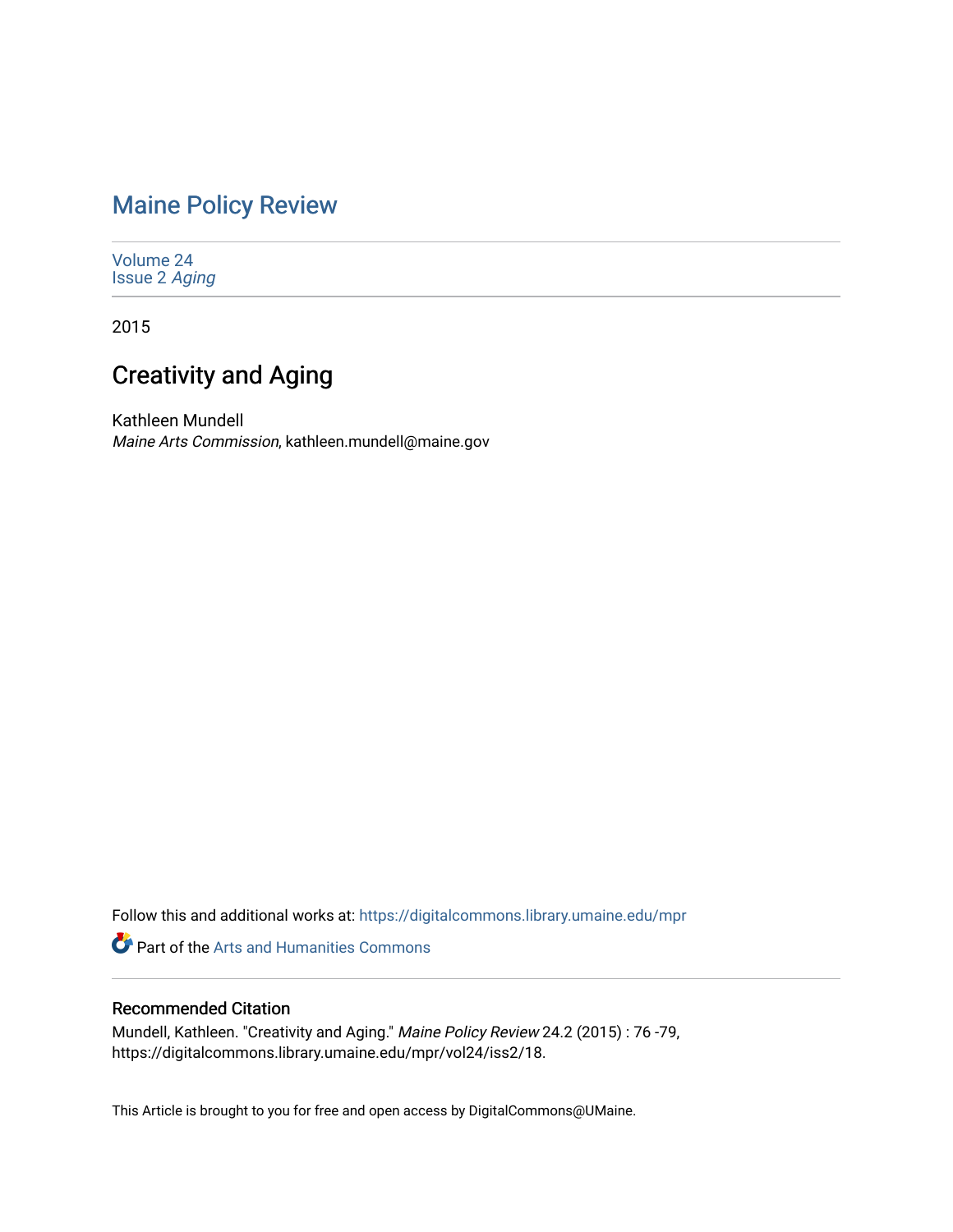# Maine Policy Review

Volume 24
Issue 2 *Aging*

2015

## Creativity and Aging

Kathleen Mundell
*Maine Arts Commission*, kathleen.mundell@maine.gov

Follow this and additional works at: https://digitalcommons.library.umaine.edu/mpr

Part of the Arts and Humanities Commons

### Recommended Citation

Mundell, Kathleen. "Creativity and Aging." *Maine Policy Review* 24.2 (2015) : 76 -79, https://digitalcommons.library.umaine.edu/mpr/vol24/iss2/18.

This Article is brought to you for free and open access by DigitalCommons@UMaine.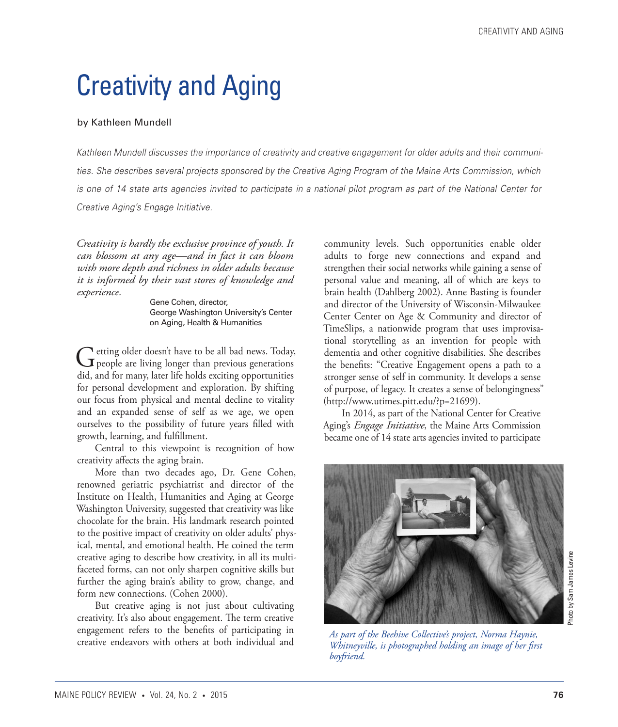# Creativity and Aging

by Kathleen Mundell

*Kathleen Mundell discusses the importance of creativity and creative engagement for older adults and their communities. She describes several projects sponsored by the Creative Aging Program of the Maine Arts Commission, which is one of 14 state arts agencies invited to participate in a national pilot program as part of the National Center for Creative Aging's Engage Initiative.*

> *Creativity is hardly the exclusive province of youth. It can blossom at any age—and in fact it can bloom with more depth and richness in older adults because it is informed by their vast stores of knowledge and experience.*
>
> Gene Cohen, director,
> George Washington University's Center on Aging, Health & Humanities

Getting older doesn't have to be all bad news. Today, people are living longer than previous generations did, and for many, later life holds exciting opportunities for personal development and exploration. By shifting our focus from physical and mental decline to vitality and an expanded sense of self as we age, we open ourselves to the possibility of future years filled with growth, learning, and fulfillment.

Central to this viewpoint is recognition of how creativity affects the aging brain.

More than two decades ago, Dr. Gene Cohen, renowned geriatric psychiatrist and director of the Institute on Health, Humanities and Aging at George Washington University, suggested that creativity was like chocolate for the brain. His landmark research pointed to the positive impact of creativity on older adults' physical, mental, and emotional health. He coined the term creative aging to describe how creativity, in all its multifaceted forms, can not only sharpen cognitive skills but further the aging brain's ability to grow, change, and form new connections. (Cohen 2000).

But creative aging is not just about cultivating creativity. It's also about engagement. The term creative engagement refers to the benefits of participating in creative endeavors with others at both individual and community levels. Such opportunities enable older adults to forge new connections and expand and strengthen their social networks while gaining a sense of personal value and meaning, all of which are keys to brain health (Dahlberg 2002). Anne Basting is founder and director of the University of Wisconsin-Milwaukee Center Center on Age & Community and director of TimeSlips, a nationwide program that uses improvisational storytelling as an invention for people with dementia and other cognitive disabilities. She describes the benefits: "Creative Engagement opens a path to a stronger sense of self in community. It develops a sense of purpose, of legacy. It creates a sense of belongingness" (http://www.utimes.pitt.edu/?p=21699).

In 2014, as part of the National Center for Creative Aging's *Engage Initiative*, the Maine Arts Commission became one of 14 state arts agencies invited to participate

*As part of the Beehive Collective's project, Norma Haynie, Whitneyville, is photographed holding an image of her first boyfriend.*

Photo by Sam James Levine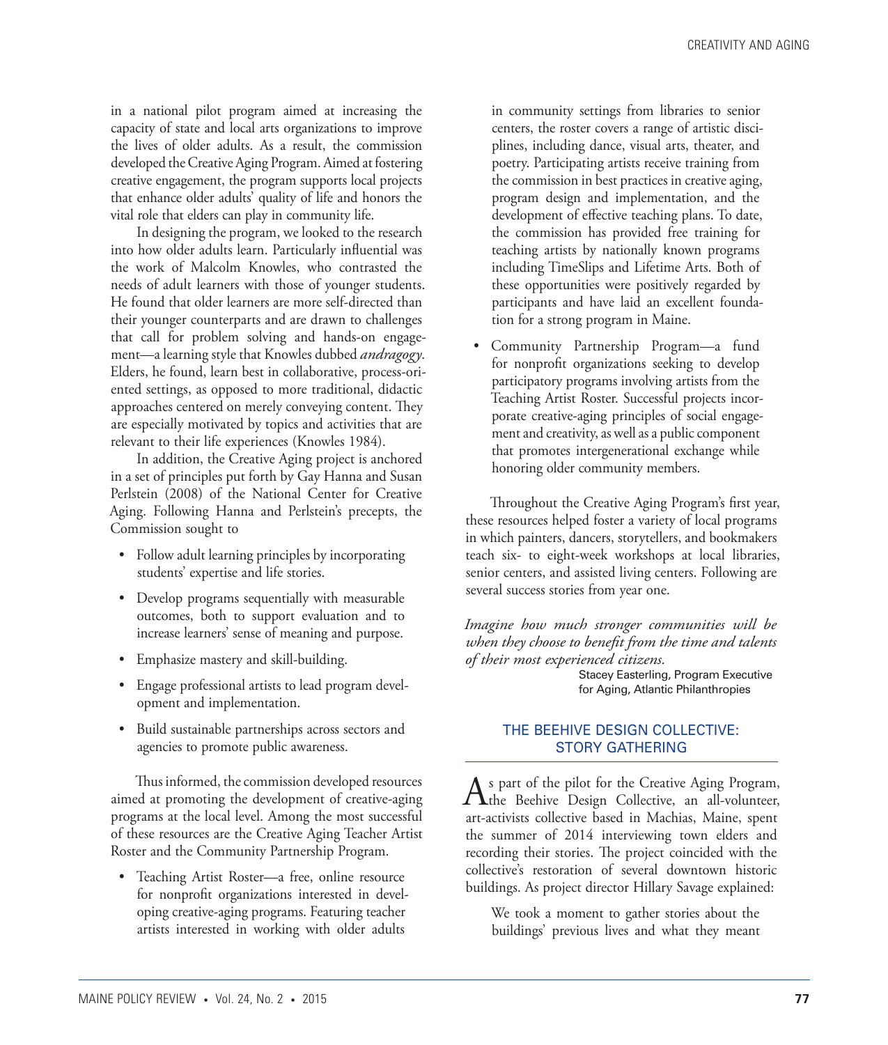in a national pilot program aimed at increasing the capacity of state and local arts organizations to improve the lives of older adults. As a result, the commission developed the Creative Aging Program. Aimed at fostering creative engagement, the program supports local projects that enhance older adults' quality of life and honors the vital role that elders can play in community life.

In designing the program, we looked to the research into how older adults learn. Particularly influential was the work of Malcolm Knowles, who contrasted the needs of adult learners with those of younger students. He found that older learners are more self-directed than their younger counterparts and are drawn to challenges that call for problem solving and hands-on engagement—a learning style that Knowles dubbed *andragogy*. Elders, he found, learn best in collaborative, process-oriented settings, as opposed to more traditional, didactic approaches centered on merely conveying content. They are especially motivated by topics and activities that are relevant to their life experiences (Knowles 1984).

In addition, the Creative Aging project is anchored in a set of principles put forth by Gay Hanna and Susan Perlstein (2008) of the National Center for Creative Aging. Following Hanna and Perlstein's precepts, the Commission sought to

- Follow adult learning principles by incorporating students' expertise and life stories.
- Develop programs sequentially with measurable outcomes, both to support evaluation and to increase learners' sense of meaning and purpose.
- Emphasize mastery and skill-building.
- Engage professional artists to lead program development and implementation.
- Build sustainable partnerships across sectors and agencies to promote public awareness.

Thus informed, the commission developed resources aimed at promoting the development of creative-aging programs at the local level. Among the most successful of these resources are the Creative Aging Teacher Artist Roster and the Community Partnership Program.

- Teaching Artist Roster—a free, online resource for nonprofit organizations interested in developing creative-aging programs. Featuring teacher artists interested in working with older adults in community settings from libraries to senior centers, the roster covers a range of artistic disciplines, including dance, visual arts, theater, and poetry. Participating artists receive training from the commission in best practices in creative aging, program design and implementation, and the development of effective teaching plans. To date, the commission has provided free training for teaching artists by nationally known programs including TimeSlips and Lifetime Arts. Both of these opportunities were positively regarded by participants and have laid an excellent foundation for a strong program in Maine.
- Community Partnership Program—a fund for nonprofit organizations seeking to develop participatory programs involving artists from the Teaching Artist Roster. Successful projects incorporate creative-aging principles of social engagement and creativity, as well as a public component that promotes intergenerational exchange while honoring older community members.

Throughout the Creative Aging Program's first year, these resources helped foster a variety of local programs in which painters, dancers, storytellers, and bookmakers teach six- to eight-week workshops at local libraries, senior centers, and assisted living centers. Following are several success stories from year one.

*Imagine how much stronger communities will be when they choose to benefit from the time and talents of their most experienced citizens.*

Stacey Easterling, Program Executive for Aging, Atlantic Philanthropies

## THE BEEHIVE DESIGN COLLECTIVE: STORY GATHERING

As part of the pilot for the Creative Aging Program, the Beehive Design Collective, an all-volunteer, art-activists collective based in Machias, Maine, spent the summer of 2014 interviewing town elders and recording their stories. The project coincided with the collective's restoration of several downtown historic buildings. As project director Hillary Savage explained:

> We took a moment to gather stories about the buildings' previous lives and what they meant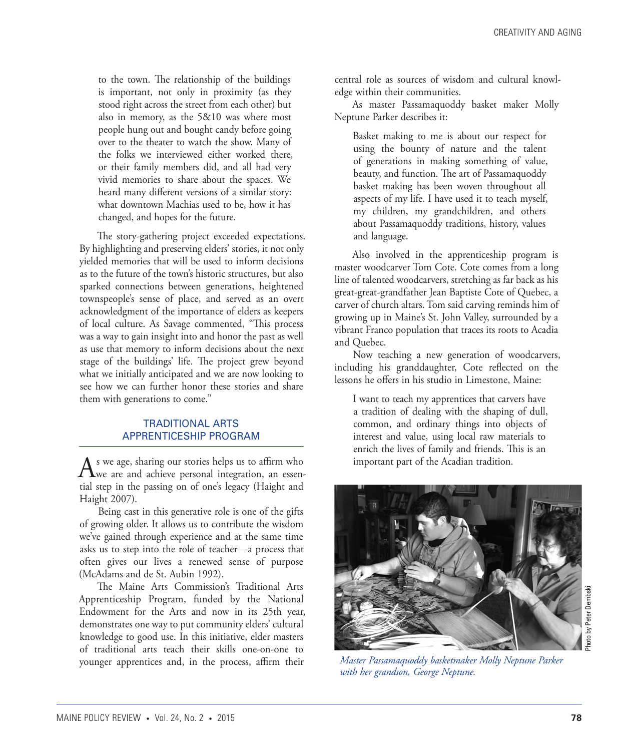> to the town. The relationship of the buildings is important, not only in proximity (as they stood right across the street from each other) but also in memory, as the 5&10 was where most people hung out and bought candy before going over to the theater to watch the show. Many of the folks we interviewed either worked there, or their family members did, and all had very vivid memories to share about the spaces. We heard many different versions of a similar story: what downtown Machias used to be, how it has changed, and hopes for the future.

The story-gathering project exceeded expectations. By highlighting and preserving elders' stories, it not only yielded memories that will be used to inform decisions as to the future of the town's historic structures, but also sparked connections between generations, heightened townspeople's sense of place, and served as an overt acknowledgment of the importance of elders as keepers of local culture. As Savage commented, "This process was a way to gain insight into and honor the past as well as use that memory to inform decisions about the next stage of the buildings' life. The project grew beyond what we initially anticipated and we are now looking to see how we can further honor these stories and share them with generations to come."

## TRADITIONAL ARTS APPRENTICESHIP PROGRAM

As we age, sharing our stories helps us to affirm who we are and achieve personal integration, an essential step in the passing on of one's legacy (Haight and Haight 2007).

Being cast in this generative role is one of the gifts of growing older. It allows us to contribute the wisdom we've gained through experience and at the same time asks us to step into the role of teacher—a process that often gives our lives a renewed sense of purpose (McAdams and de St. Aubin 1992).

The Maine Arts Commission's Traditional Arts Apprenticeship Program, funded by the National Endowment for the Arts and now in its 25th year, demonstrates one way to put community elders' cultural knowledge to good use. In this initiative, elder masters of traditional arts teach their skills one-on-one to younger apprentices and, in the process, affirm their central role as sources of wisdom and cultural knowledge within their communities.

As master Passamaquoddy basket maker Molly Neptune Parker describes it:

> Basket making to me is about our respect for using the bounty of nature and the talent of generations in making something of value, beauty, and function. The art of Passamaquoddy basket making has been woven throughout all aspects of my life. I have used it to teach myself, my children, my grandchildren, and others about Passamaquoddy traditions, history, values and language.

Also involved in the apprenticeship program is master woodcarver Tom Cote. Cote comes from a long line of talented woodcarvers, stretching as far back as his great-great-grandfather Jean Baptiste Cote of Quebec, a carver of church altars. Tom said carving reminds him of growing up in Maine's St. John Valley, surrounded by a vibrant Franco population that traces its roots to Acadia and Quebec.

Now teaching a new generation of woodcarvers, including his granddaughter, Cote reflected on the lessons he offers in his studio in Limestone, Maine:

> I want to teach my apprentices that carvers have a tradition of dealing with the shaping of dull, common, and ordinary things into objects of interest and value, using local raw materials to enrich the lives of family and friends. This is an important part of the Acadian tradition.

*Master Passamaquoddy basketmaker Molly Neptune Parker with her grandson, George Neptune.*

Photo by Peter Dembski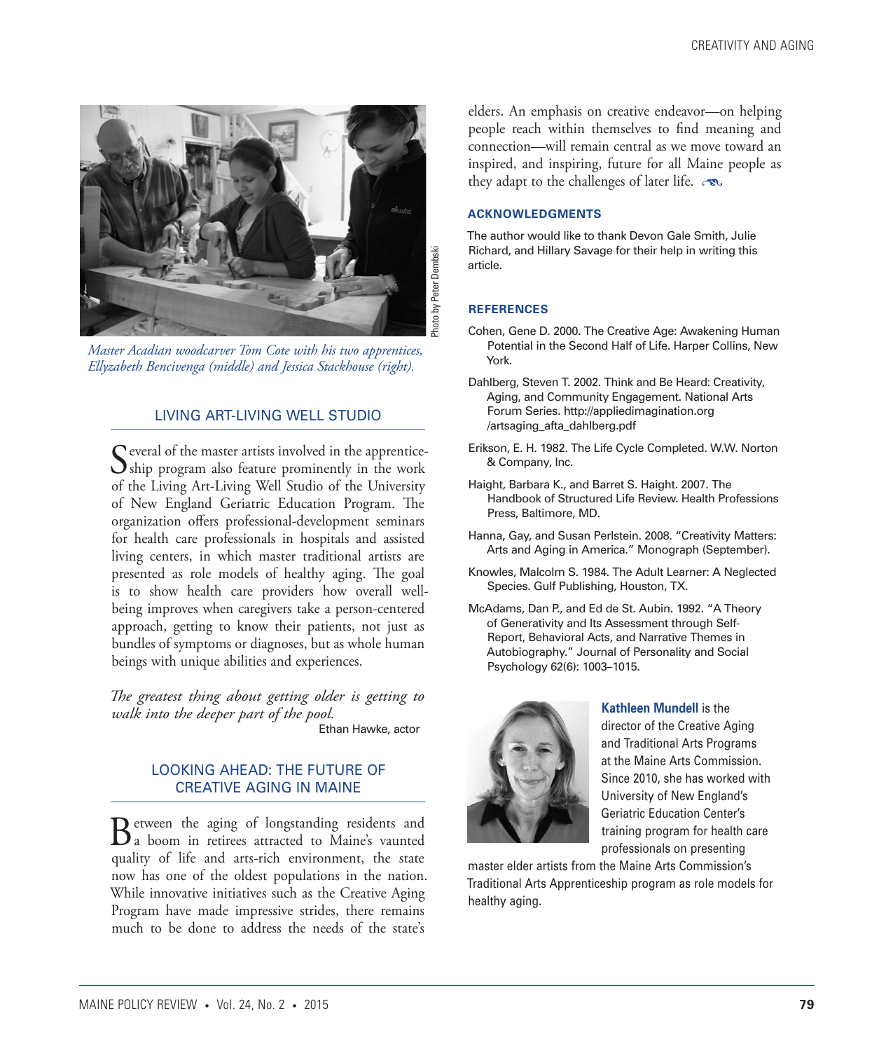Master Acadian woodcarver Tom Cote with his two apprentices, Ellyzabeth Bencivenga (middle) and Jessica Stackhouse (right).

Photo by Peter Dembski

## LIVING ART-LIVING WELL STUDIO

Several of the master artists involved in the apprenticeship program also feature prominently in the work of the Living Art-Living Well Studio of the University of New England Geriatric Education Program. The organization offers professional-development seminars for health care professionals in hospitals and assisted living centers, in which master traditional artists are presented as role models of healthy aging. The goal is to show health care providers how overall well-being improves when caregivers take a person-centered approach, getting to know their patients, not just as bundles of symptoms or diagnoses, but as whole human beings with unique abilities and experiences.

*The greatest thing about getting older is getting to walk into the deeper part of the pool.*
Ethan Hawke, actor

## LOOKING AHEAD: THE FUTURE OF CREATIVE AGING IN MAINE

Between the aging of longstanding residents and a boom in retirees attracted to Maine's vaunted quality of life and arts-rich environment, the state now has one of the oldest populations in the nation. While innovative initiatives such as the Creative Aging Program have made impressive strides, there remains much to be done to address the needs of the state's elders. An emphasis on creative endeavor—on helping people reach within themselves to find meaning and connection—will remain central as we move toward an inspired, and inspiring, future for all Maine people as they adapt to the challenges of later life.

### ACKNOWLEDGMENTS

The author would like to thank Devon Gale Smith, Julie Richard, and Hillary Savage for their help in writing this article.

### REFERENCES

Cohen, Gene D. 2000. The Creative Age: Awakening Human Potential in the Second Half of Life. Harper Collins, New York.

Dahlberg, Steven T. 2002. Think and Be Heard: Creativity, Aging, and Community Engagement. National Arts Forum Series. http://appliedimagination.org/artsaging_afta_dahlberg.pdf

Erikson, E. H. 1982. The Life Cycle Completed. W.W. Norton & Company, Inc.

Haight, Barbara K., and Barret S. Haight. 2007. The Handbook of Structured Life Review. Health Professions Press, Baltimore, MD.

Hanna, Gay, and Susan Perlstein. 2008. "Creativity Matters: Arts and Aging in America." Monograph (September).

Knowles, Malcolm S. 1984. The Adult Learner: A Neglected Species. Gulf Publishing, Houston, TX.

McAdams, Dan P., and Ed de St. Aubin. 1992. "A Theory of Generativity and Its Assessment through Self-Report, Behavioral Acts, and Narrative Themes in Autobiography." Journal of Personality and Social Psychology 62(6): 1003–1015.

**Kathleen Mundell** is the director of the Creative Aging and Traditional Arts Programs at the Maine Arts Commission. Since 2010, she has worked with University of New England's Geriatric Education Center's training program for health care professionals on presenting master elder artists from the Maine Arts Commission's Traditional Arts Apprenticeship program as role models for healthy aging.